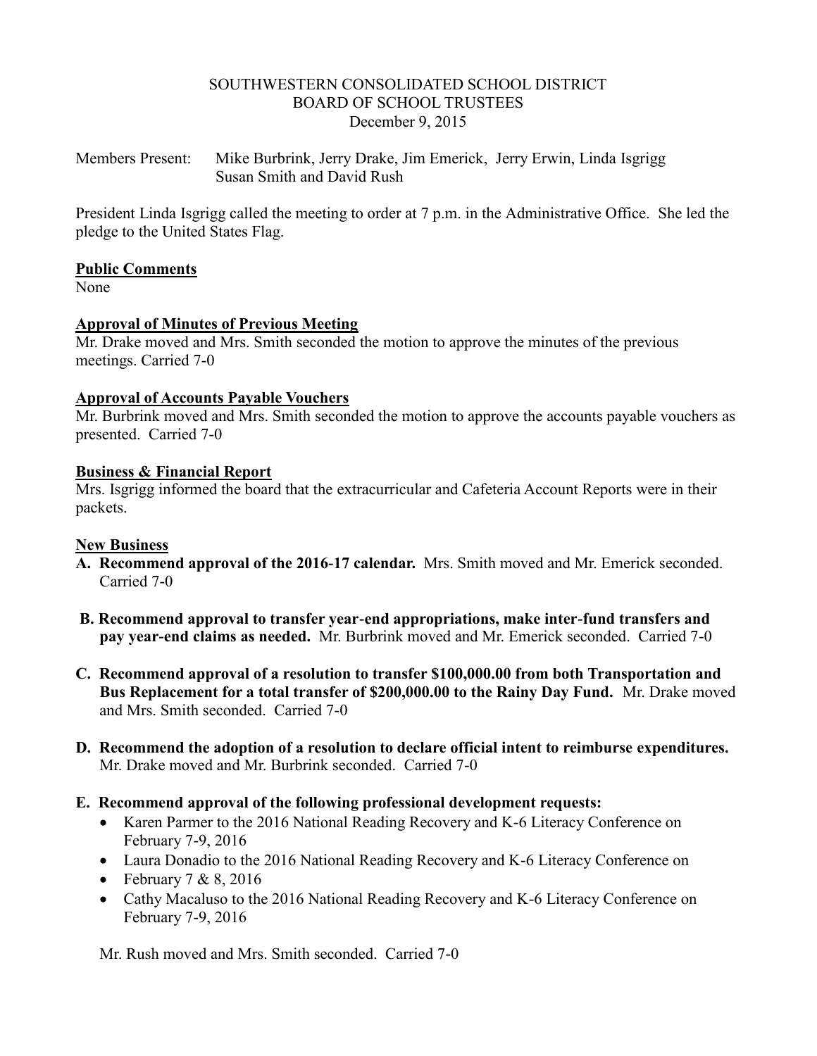# SOUTHWESTERN CONSOLIDATED SCHOOL DISTRICT
## BOARD OF SCHOOL TRUSTEES
### December 9, 2015

Members Present: Mike Burbrink, Jerry Drake, Jim Emerick, Jerry Erwin, Linda Isgrigg Susan Smith and David Rush

President Linda Isgrigg called the meeting to order at 7 p.m. in the Administrative Office. She led the pledge to the United States Flag.

**Public Comments**

None

**Approval of Minutes of Previous Meeting**

Mr. Drake moved and Mrs. Smith seconded the motion to approve the minutes of the previous meetings. Carried 7-0

**Approval of Accounts Payable Vouchers**

Mr. Burbrink moved and Mrs. Smith seconded the motion to approve the accounts payable vouchers as presented. Carried 7-0

**Business & Financial Report**

Mrs. Isgrigg informed the board that the extracurricular and Cafeteria Account Reports were in their packets.

**New Business**

**A. Recommend approval of the 2016-17 calendar.** Mrs. Smith moved and Mr. Emerick seconded. Carried 7-0

**B. Recommend approval to transfer year-end appropriations, make inter-fund transfers and pay year-end claims as needed.** Mr. Burbrink moved and Mr. Emerick seconded. Carried 7-0

**C. Recommend approval of a resolution to transfer $100,000.00 from both Transportation and Bus Replacement for a total transfer of $200,000.00 to the Rainy Day Fund.** Mr. Drake moved and Mrs. Smith seconded. Carried 7-0

**D. Recommend the adoption of a resolution to declare official intent to reimburse expenditures.** Mr. Drake moved and Mr. Burbrink seconded. Carried 7-0

**E. Recommend approval of the following professional development requests:**

- Karen Parmer to the 2016 National Reading Recovery and K-6 Literacy Conference on February 7-9, 2016
- Laura Donadio to the 2016 National Reading Recovery and K-6 Literacy Conference on
- February 7 & 8, 2016
- Cathy Macaluso to the 2016 National Reading Recovery and K-6 Literacy Conference on February 7-9, 2016

Mr. Rush moved and Mrs. Smith seconded. Carried 7-0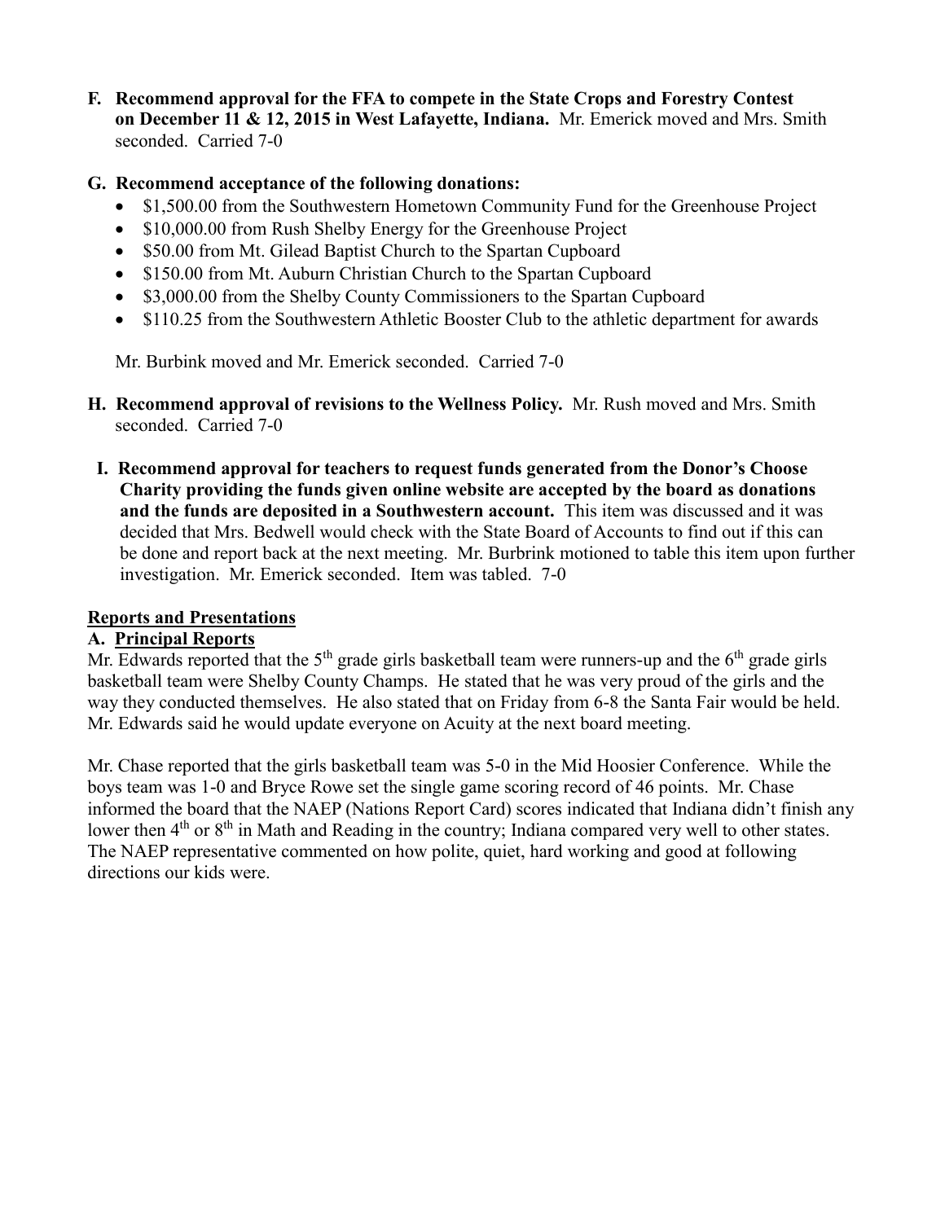**F. Recommend approval for the FFA to compete in the State Crops and Forestry Contest on December 11 & 12, 2015 in West Lafayette, Indiana.** Mr. Emerick moved and Mrs. Smith seconded. Carried 7-0

**G. Recommend acceptance of the following donations:**

- $1,500.00 from the Southwestern Hometown Community Fund for the Greenhouse Project
- $10,000.00 from Rush Shelby Energy for the Greenhouse Project
- $50.00 from Mt. Gilead Baptist Church to the Spartan Cupboard
- $150.00 from Mt. Auburn Christian Church to the Spartan Cupboard
- $3,000.00 from the Shelby County Commissioners to the Spartan Cupboard
- $110.25 from the Southwestern Athletic Booster Club to the athletic department for awards

Mr. Burbink moved and Mr. Emerick seconded. Carried 7-0

**H. Recommend approval of revisions to the Wellness Policy.** Mr. Rush moved and Mrs. Smith seconded. Carried 7-0

**I. Recommend approval for teachers to request funds generated from the Donor's Choose Charity providing the funds given online website are accepted by the board as donations and the funds are deposited in a Southwestern account.** This item was discussed and it was decided that Mrs. Bedwell would check with the State Board of Accounts to find out if this can be done and report back at the next meeting. Mr. Burbink motioned to table this item upon further investigation. Mr. Emerick seconded. Item was tabled. 7-0

## Reports and Presentations

### A. Principal Reports

Mr. Edwards reported that the 5th grade girls basketball team were runners-up and the 6th grade girls basketball team were Shelby County Champs. He stated that he was very proud of the girls and the way they conducted themselves. He also stated that on Friday from 6-8 the Santa Fair would be held. Mr. Edwards said he would update everyone on Acuity at the next board meeting.

Mr. Chase reported that the girls basketball team was 5-0 in the Mid Hoosier Conference. While the boys team was 1-0 and Bryce Rowe set the single game scoring record of 46 points. Mr. Chase informed the board that the NAEP (Nations Report Card) scores indicated that Indiana didn't finish any lower then 4th or 8th in Math and Reading in the country; Indiana compared very well to other states. The NAEP representative commented on how polite, quiet, hard working and good at following directions our kids were.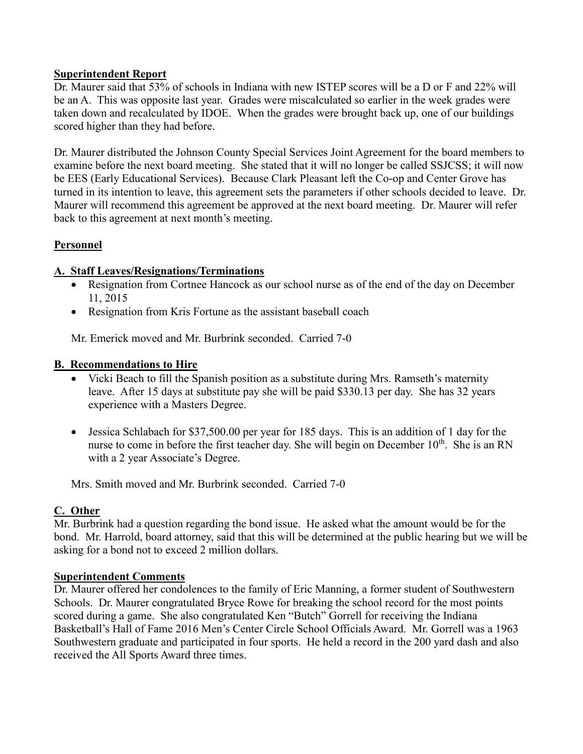## Superintendent Report

Dr. Maurer said that 53% of schools in Indiana with new ISTEP scores will be a D or F and 22% will be an A. This was opposite last year. Grades were miscalculated so earlier in the week grades were taken down and recalculated by IDOE. When the grades were brought back up, one of our buildings scored higher than they had before.

Dr. Maurer distributed the Johnson County Special Services Joint Agreement for the board members to examine before the next board meeting. She stated that it will no longer be called SSJCSS; it will now be EES (Early Educational Services). Because Clark Pleasant left the Co-op and Center Grove has turned in its intention to leave, this agreement sets the parameters if other schools decided to leave. Dr. Maurer will recommend this agreement be approved at the next board meeting. Dr. Maurer will refer back to this agreement at next month's meeting.

## Personnel

### A. Staff Leaves/Resignations/Terminations

- Resignation from Cortnee Hancock as our school nurse as of the end of the day on December 11, 2015
- Resignation from Kris Fortune as the assistant baseball coach

Mr. Emerick moved and Mr. Burbrink seconded. Carried 7-0

### B. Recommendations to Hire

- Vicki Beach to fill the Spanish position as a substitute during Mrs. Ramseth's maternity leave. After 15 days at substitute pay she will be paid $330.13 per day. She has 32 years experience with a Masters Degree.

- Jessica Schlabach for $37,500.00 per year for 185 days. This is an addition of 1 day for the nurse to come in before the first teacher day. She will begin on December 10th. She is an RN with a 2 year Associate's Degree.

Mrs. Smith moved and Mr. Burbrink seconded. Carried 7-0

### C. Other

Mr. Burbrink had a question regarding the bond issue. He asked what the amount would be for the bond. Mr. Harrold, board attorney, said that this will be determined at the public hearing but we will be asking for a bond not to exceed 2 million dollars.

## Superintendent Comments

Dr. Maurer offered her condolences to the family of Eric Manning, a former student of Southwestern Schools. Dr. Maurer congratulated Bryce Rowe for breaking the school record for the most points scored during a game. She also congratulated Ken "Butch" Gorrell for receiving the Indiana Basketball's Hall of Fame 2016 Men's Center Circle School Officials Award. Mr. Gorrell was a 1963 Southwestern graduate and participated in four sports. He held a record in the 200 yard dash and also received the All Sports Award three times.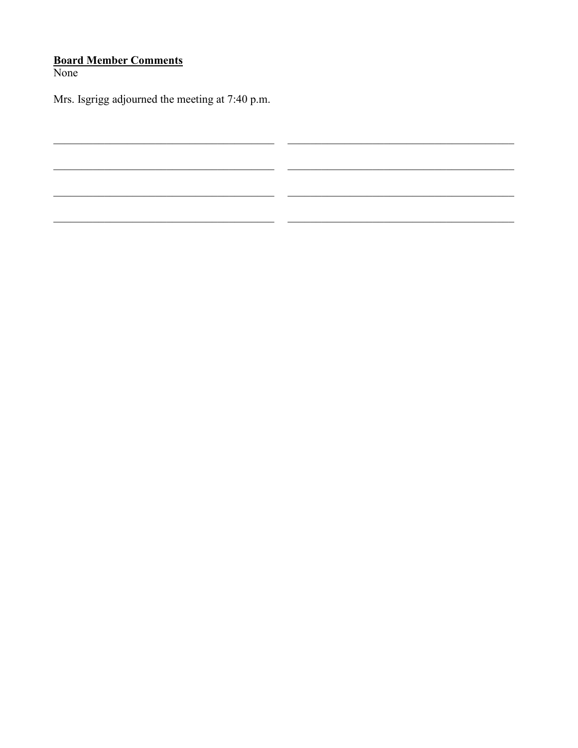**Board Member Comments**

None

Mrs. Isgrigg adjourned the meeting at 7:40 p.m.

\_\_\_\_\_\_\_\_\_\_\_\_\_\_\_\_\_\_\_\_\_\_\_\_\_\_\_\_\_\_\_\_\_\_\_\_\_\_ \_\_\_\_\_\_\_\_\_\_\_\_\_\_\_\_\_\_\_\_\_\_\_\_\_\_\_\_\_\_\_\_\_\_\_\_\_\_

\_\_\_\_\_\_\_\_\_\_\_\_\_\_\_\_\_\_\_\_\_\_\_\_\_\_\_\_\_\_\_\_\_\_\_\_\_\_ \_\_\_\_\_\_\_\_\_\_\_\_\_\_\_\_\_\_\_\_\_\_\_\_\_\_\_\_\_\_\_\_\_\_\_\_\_\_

\_\_\_\_\_\_\_\_\_\_\_\_\_\_\_\_\_\_\_\_\_\_\_\_\_\_\_\_\_\_\_\_\_\_\_\_\_\_ \_\_\_\_\_\_\_\_\_\_\_\_\_\_\_\_\_\_\_\_\_\_\_\_\_\_\_\_\_\_\_\_\_\_\_\_\_\_

\_\_\_\_\_\_\_\_\_\_\_\_\_\_\_\_\_\_\_\_\_\_\_\_\_\_\_\_\_\_\_\_\_\_\_\_\_\_ \_\_\_\_\_\_\_\_\_\_\_\_\_\_\_\_\_\_\_\_\_\_\_\_\_\_\_\_\_\_\_\_\_\_\_\_\_\_